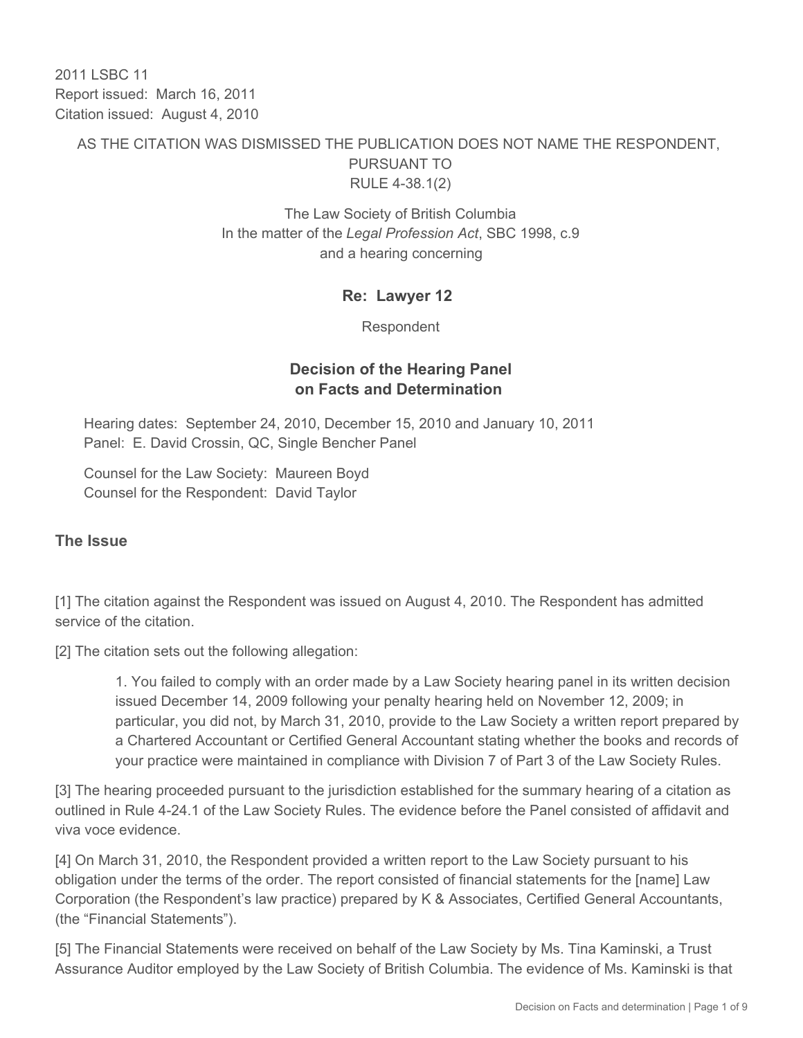2011 LSBC 11
Report issued: March 16, 2011
Citation issued: August 4, 2010

AS THE CITATION WAS DISMISSED THE PUBLICATION DOES NOT NAME THE RESPONDENT, PURSUANT TO
RULE 4-38.1(2)

The Law Society of British Columbia
In the matter of the *Legal Profession Act*, SBC 1998, c.9
and a hearing concerning

**Re: Lawyer 12**

Respondent

## Decision of the Hearing Panel on Facts and Determination

Hearing dates: September 24, 2010, December 15, 2010 and January 10, 2011
Panel: E. David Crossin, QC, Single Bencher Panel

Counsel for the Law Society: Maureen Boyd
Counsel for the Respondent: David Taylor

### The Issue

[1] The citation against the Respondent was issued on August 4, 2010. The Respondent has admitted service of the citation.

[2] The citation sets out the following allegation:

> 1. You failed to comply with an order made by a Law Society hearing panel in its written decision issued December 14, 2009 following your penalty hearing held on November 12, 2009; in particular, you did not, by March 31, 2010, provide to the Law Society a written report prepared by a Chartered Accountant or Certified General Accountant stating whether the books and records of your practice were maintained in compliance with Division 7 of Part 3 of the Law Society Rules.

[3] The hearing proceeded pursuant to the jurisdiction established for the summary hearing of a citation as outlined in Rule 4-24.1 of the Law Society Rules. The evidence before the Panel consisted of affidavit and viva voce evidence.

[4] On March 31, 2010, the Respondent provided a written report to the Law Society pursuant to his obligation under the terms of the order. The report consisted of financial statements for the [name] Law Corporation (the Respondent's law practice) prepared by K & Associates, Certified General Accountants, (the "Financial Statements").

[5] The Financial Statements were received on behalf of the Law Society by Ms. Tina Kaminski, a Trust Assurance Auditor employed by the Law Society of British Columbia. The evidence of Ms. Kaminski is that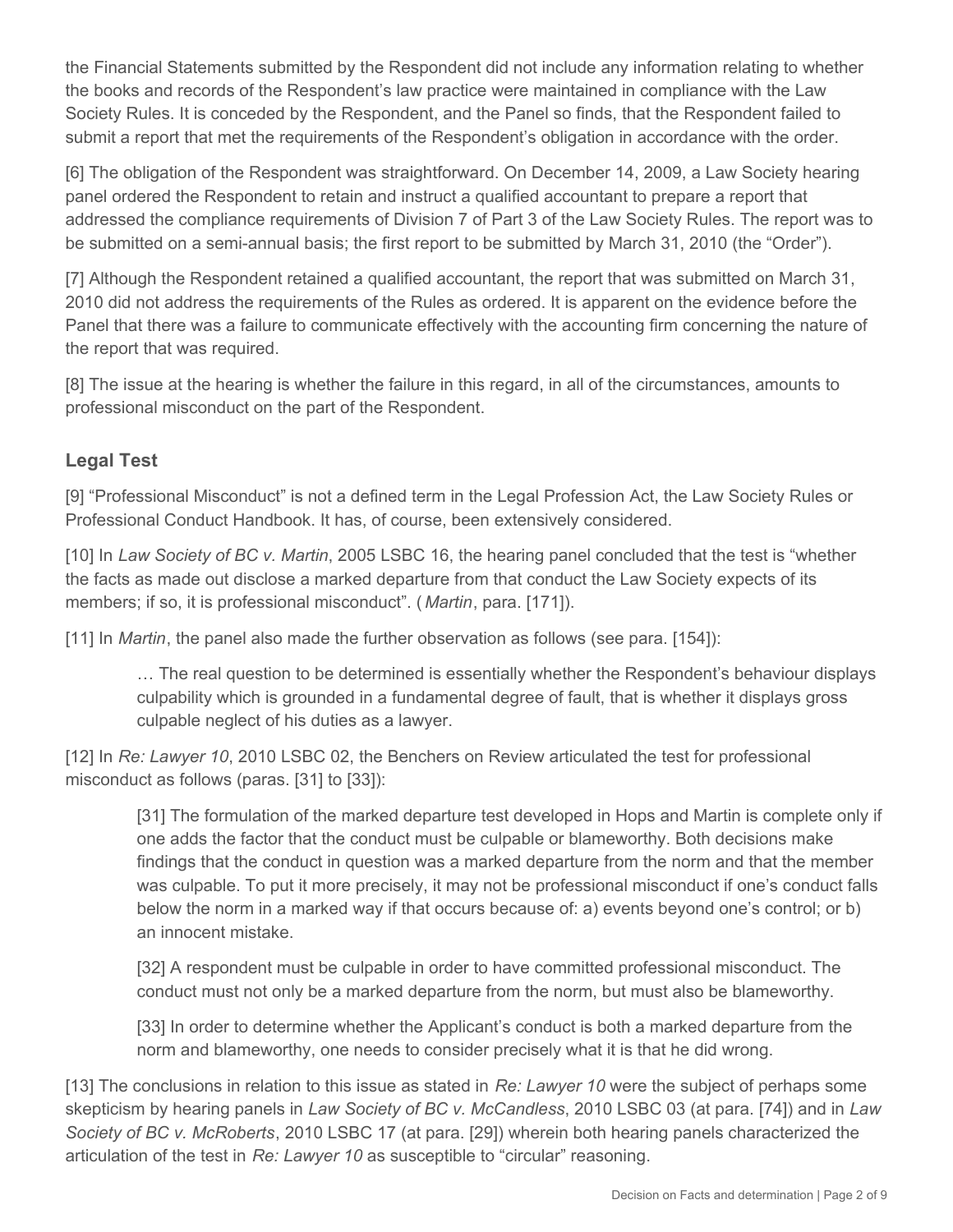the Financial Statements submitted by the Respondent did not include any information relating to whether the books and records of the Respondent's law practice were maintained in compliance with the Law Society Rules. It is conceded by the Respondent, and the Panel so finds, that the Respondent failed to submit a report that met the requirements of the Respondent's obligation in accordance with the order.

[6] The obligation of the Respondent was straightforward. On December 14, 2009, a Law Society hearing panel ordered the Respondent to retain and instruct a qualified accountant to prepare a report that addressed the compliance requirements of Division 7 of Part 3 of the Law Society Rules. The report was to be submitted on a semi-annual basis; the first report to be submitted by March 31, 2010 (the "Order").

[7] Although the Respondent retained a qualified accountant, the report that was submitted on March 31, 2010 did not address the requirements of the Rules as ordered. It is apparent on the evidence before the Panel that there was a failure to communicate effectively with the accounting firm concerning the nature of the report that was required.

[8] The issue at the hearing is whether the failure in this regard, in all of the circumstances, amounts to professional misconduct on the part of the Respondent.

## Legal Test

[9] "Professional Misconduct" is not a defined term in the Legal Profession Act, the Law Society Rules or Professional Conduct Handbook. It has, of course, been extensively considered.

[10] In *Law Society of BC v. Martin*, 2005 LSBC 16, the hearing panel concluded that the test is "whether the facts as made out disclose a marked departure from that conduct the Law Society expects of its members; if so, it is professional misconduct". (*Martin*, para. [171]).

[11] In *Martin*, the panel also made the further observation as follows (see para. [154]):

> … The real question to be determined is essentially whether the Respondent's behaviour displays culpability which is grounded in a fundamental degree of fault, that is whether it displays gross culpable neglect of his duties as a lawyer.

[12] In *Re: Lawyer 10*, 2010 LSBC 02, the Benchers on Review articulated the test for professional misconduct as follows (paras. [31] to [33]):

> [31] The formulation of the marked departure test developed in Hops and Martin is complete only if one adds the factor that the conduct must be culpable or blameworthy. Both decisions make findings that the conduct in question was a marked departure from the norm and that the member was culpable. To put it more precisely, it may not be professional misconduct if one's conduct falls below the norm in a marked way if that occurs because of: a) events beyond one's control; or b) an innocent mistake.
>
> [32] A respondent must be culpable in order to have committed professional misconduct. The conduct must not only be a marked departure from the norm, but must also be blameworthy.
>
> [33] In order to determine whether the Applicant's conduct is both a marked departure from the norm and blameworthy, one needs to consider precisely what it is that he did wrong.

[13] The conclusions in relation to this issue as stated in *Re: Lawyer 10* were the subject of perhaps some skepticism by hearing panels in *Law Society of BC v. McCandless*, 2010 LSBC 03 (at para. [74]) and in *Law Society of BC v. McRoberts*, 2010 LSBC 17 (at para. [29]) wherein both hearing panels characterized the articulation of the test in *Re: Lawyer 10* as susceptible to "circular" reasoning.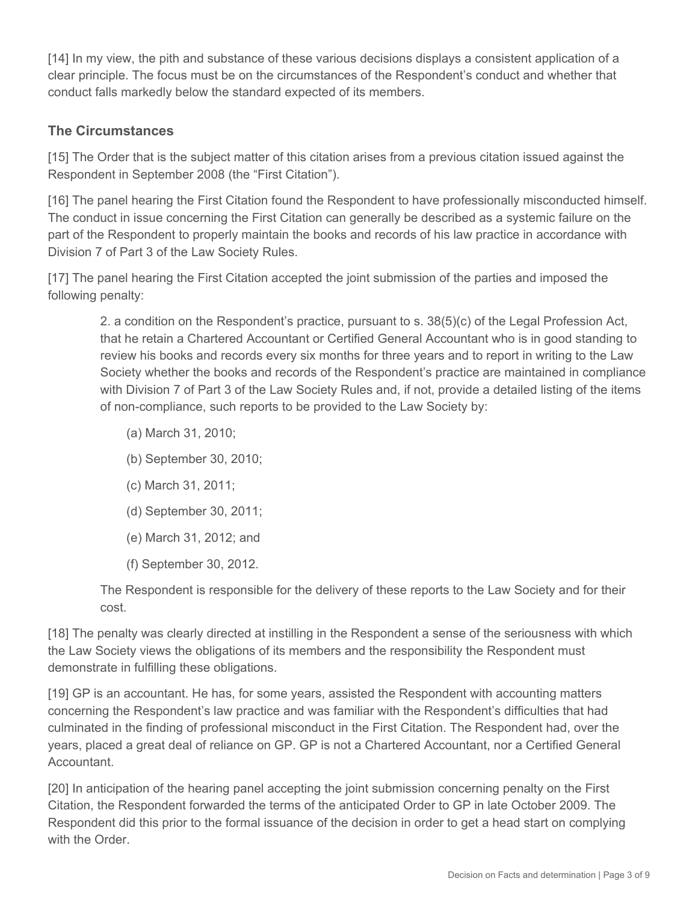[14] In my view, the pith and substance of these various decisions displays a consistent application of a clear principle. The focus must be on the circumstances of the Respondent's conduct and whether that conduct falls markedly below the standard expected of its members.

## The Circumstances

[15] The Order that is the subject matter of this citation arises from a previous citation issued against the Respondent in September 2008 (the "First Citation").

[16] The panel hearing the First Citation found the Respondent to have professionally misconducted himself. The conduct in issue concerning the First Citation can generally be described as a systemic failure on the part of the Respondent to properly maintain the books and records of his law practice in accordance with Division 7 of Part 3 of the Law Society Rules.

[17] The panel hearing the First Citation accepted the joint submission of the parties and imposed the following penalty:

> 2. a condition on the Respondent's practice, pursuant to s. 38(5)(c) of the Legal Profession Act, that he retain a Chartered Accountant or Certified General Accountant who is in good standing to review his books and records every six months for three years and to report in writing to the Law Society whether the books and records of the Respondent's practice are maintained in compliance with Division 7 of Part 3 of the Law Society Rules and, if not, provide a detailed listing of the items of non-compliance, such reports to be provided to the Law Society by:
>
> (a) March 31, 2010;
>
> (b) September 30, 2010;
>
> (c) March 31, 2011;
>
> (d) September 30, 2011;
>
> (e) March 31, 2012; and
>
> (f) September 30, 2012.
>
> The Respondent is responsible for the delivery of these reports to the Law Society and for their cost.

[18] The penalty was clearly directed at instilling in the Respondent a sense of the seriousness with which the Law Society views the obligations of its members and the responsibility the Respondent must demonstrate in fulfilling these obligations.

[19] GP is an accountant. He has, for some years, assisted the Respondent with accounting matters concerning the Respondent's law practice and was familiar with the Respondent's difficulties that had culminated in the finding of professional misconduct in the First Citation. The Respondent had, over the years, placed a great deal of reliance on GP. GP is not a Chartered Accountant, nor a Certified General Accountant.

[20] In anticipation of the hearing panel accepting the joint submission concerning penalty on the First Citation, the Respondent forwarded the terms of the anticipated Order to GP in late October 2009. The Respondent did this prior to the formal issuance of the decision in order to get a head start on complying with the Order.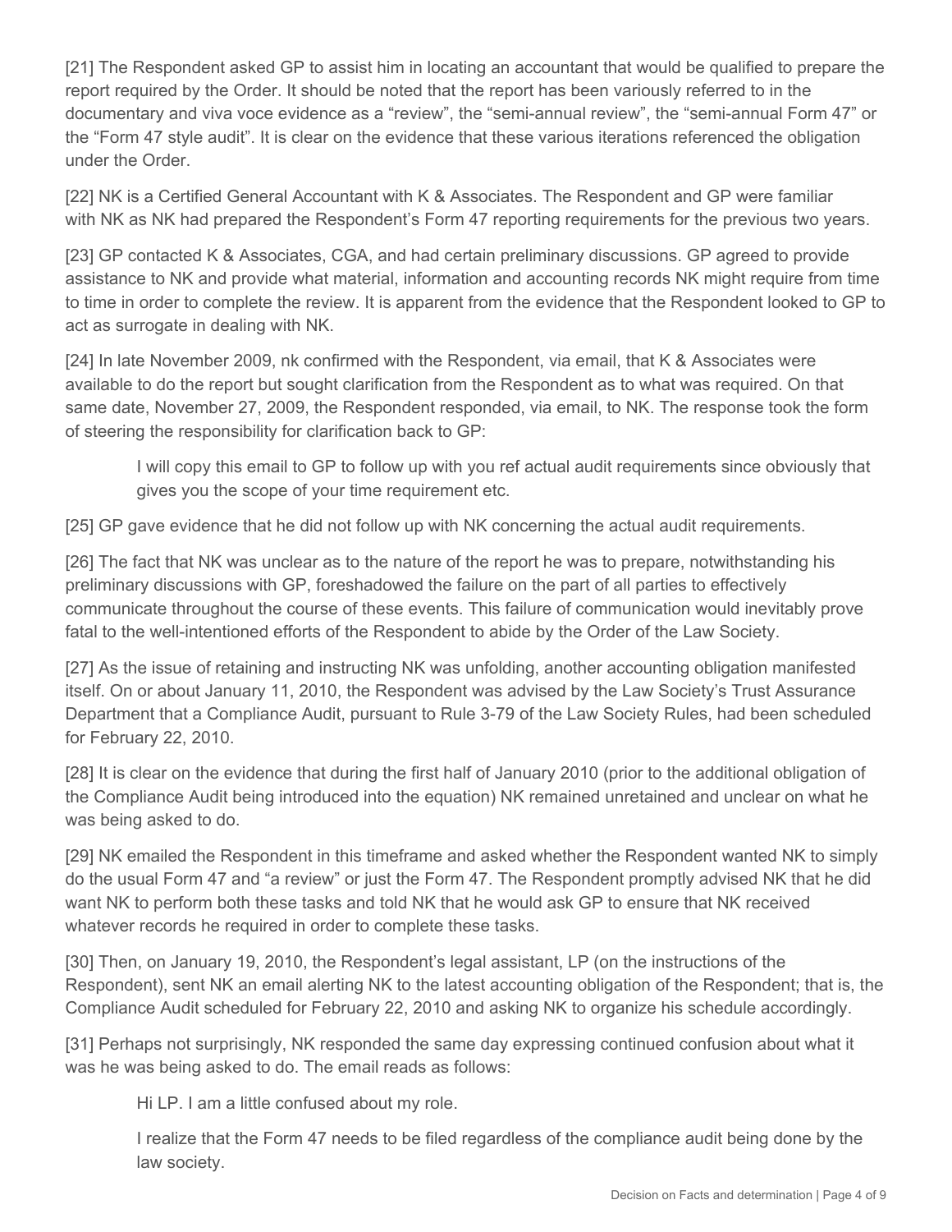[21] The Respondent asked GP to assist him in locating an accountant that would be qualified to prepare the report required by the Order. It should be noted that the report has been variously referred to in the documentary and viva voce evidence as a "review", the "semi-annual review", the "semi-annual Form 47" or the "Form 47 style audit". It is clear on the evidence that these various iterations referenced the obligation under the Order.

[22] NK is a Certified General Accountant with K & Associates. The Respondent and GP were familiar with NK as NK had prepared the Respondent's Form 47 reporting requirements for the previous two years.

[23] GP contacted K & Associates, CGA, and had certain preliminary discussions. GP agreed to provide assistance to NK and provide what material, information and accounting records NK might require from time to time in order to complete the review. It is apparent from the evidence that the Respondent looked to GP to act as surrogate in dealing with NK.

[24] In late November 2009, nk confirmed with the Respondent, via email, that K & Associates were available to do the report but sought clarification from the Respondent as to what was required. On that same date, November 27, 2009, the Respondent responded, via email, to NK. The response took the form of steering the responsibility for clarification back to GP:

> I will copy this email to GP to follow up with you ref actual audit requirements since obviously that gives you the scope of your time requirement etc.

[25] GP gave evidence that he did not follow up with NK concerning the actual audit requirements.

[26] The fact that NK was unclear as to the nature of the report he was to prepare, notwithstanding his preliminary discussions with GP, foreshadowed the failure on the part of all parties to effectively communicate throughout the course of these events. This failure of communication would inevitably prove fatal to the well-intentioned efforts of the Respondent to abide by the Order of the Law Society.

[27] As the issue of retaining and instructing NK was unfolding, another accounting obligation manifested itself. On or about January 11, 2010, the Respondent was advised by the Law Society's Trust Assurance Department that a Compliance Audit, pursuant to Rule 3-79 of the Law Society Rules, had been scheduled for February 22, 2010.

[28] It is clear on the evidence that during the first half of January 2010 (prior to the additional obligation of the Compliance Audit being introduced into the equation) NK remained unretained and unclear on what he was being asked to do.

[29] NK emailed the Respondent in this timeframe and asked whether the Respondent wanted NK to simply do the usual Form 47 and "a review" or just the Form 47. The Respondent promptly advised NK that he did want NK to perform both these tasks and told NK that he would ask GP to ensure that NK received whatever records he required in order to complete these tasks.

[30] Then, on January 19, 2010, the Respondent's legal assistant, LP (on the instructions of the Respondent), sent NK an email alerting NK to the latest accounting obligation of the Respondent; that is, the Compliance Audit scheduled for February 22, 2010 and asking NK to organize his schedule accordingly.

[31] Perhaps not surprisingly, NK responded the same day expressing continued confusion about what it was he was being asked to do. The email reads as follows:

> Hi LP. I am a little confused about my role.
>
> I realize that the Form 47 needs to be filed regardless of the compliance audit being done by the law society.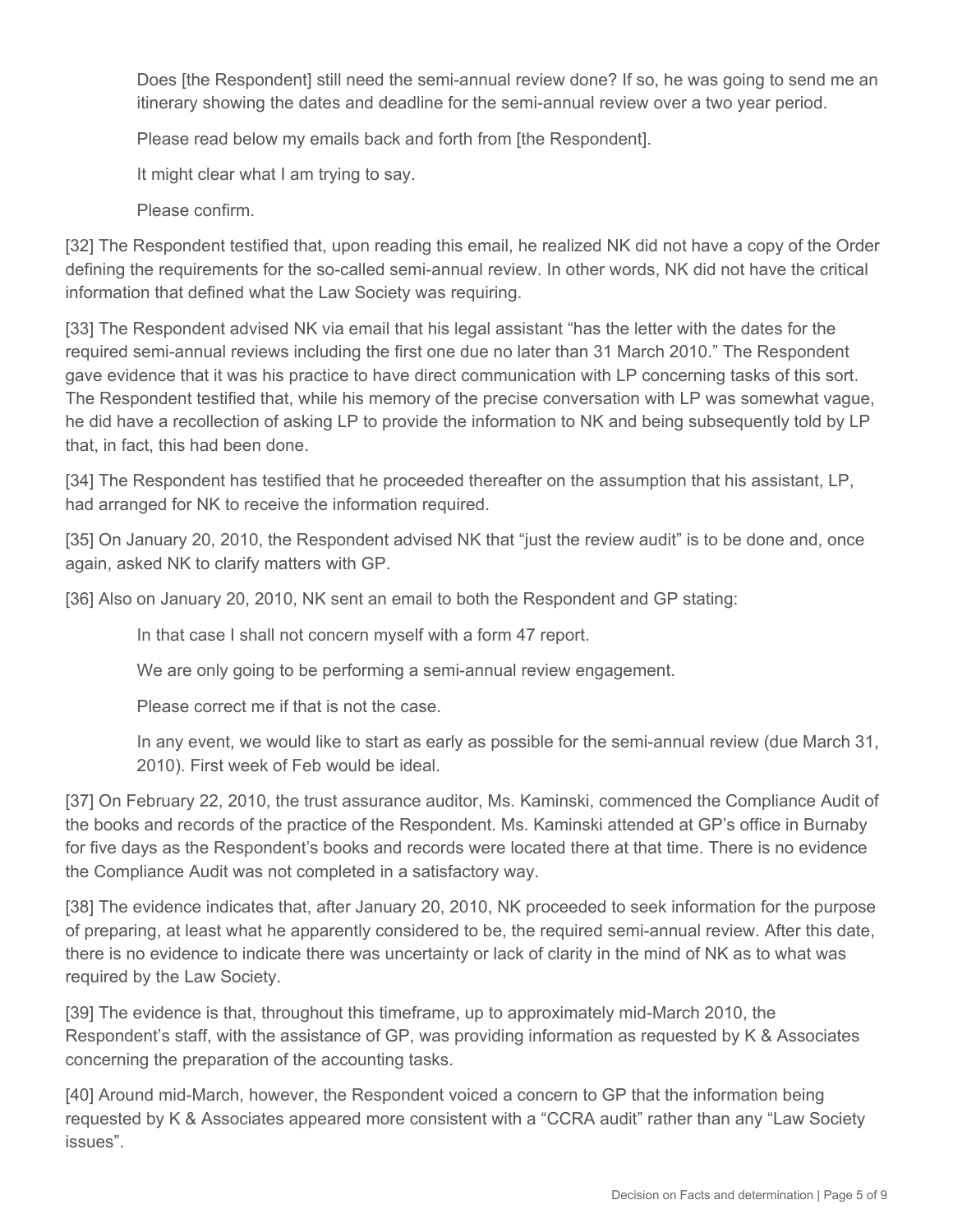> Does [the Respondent] still need the semi-annual review done? If so, he was going to send me an itinerary showing the dates and deadline for the semi-annual review over a two year period.
>
> Please read below my emails back and forth from [the Respondent].
>
> It might clear what I am trying to say.
>
> Please confirm.

[32] The Respondent testified that, upon reading this email, he realized NK did not have a copy of the Order defining the requirements for the so-called semi-annual review. In other words, NK did not have the critical information that defined what the Law Society was requiring.

[33] The Respondent advised NK via email that his legal assistant "has the letter with the dates for the required semi-annual reviews including the first one due no later than 31 March 2010." The Respondent gave evidence that it was his practice to have direct communication with LP concerning tasks of this sort. The Respondent testified that, while his memory of the precise conversation with LP was somewhat vague, he did have a recollection of asking LP to provide the information to NK and being subsequently told by LP that, in fact, this had been done.

[34] The Respondent has testified that he proceeded thereafter on the assumption that his assistant, LP, had arranged for NK to receive the information required.

[35] On January 20, 2010, the Respondent advised NK that "just the review audit" is to be done and, once again, asked NK to clarify matters with GP.

[36] Also on January 20, 2010, NK sent an email to both the Respondent and GP stating:

> In that case I shall not concern myself with a form 47 report.
>
> We are only going to be performing a semi-annual review engagement.
>
> Please correct me if that is not the case.
>
> In any event, we would like to start as early as possible for the semi-annual review (due March 31, 2010). First week of Feb would be ideal.

[37] On February 22, 2010, the trust assurance auditor, Ms. Kaminski, commenced the Compliance Audit of the books and records of the practice of the Respondent. Ms. Kaminski attended at GP's office in Burnaby for five days as the Respondent's books and records were located there at that time. There is no evidence the Compliance Audit was not completed in a satisfactory way.

[38] The evidence indicates that, after January 20, 2010, NK proceeded to seek information for the purpose of preparing, at least what he apparently considered to be, the required semi-annual review. After this date, there is no evidence to indicate there was uncertainty or lack of clarity in the mind of NK as to what was required by the Law Society.

[39] The evidence is that, throughout this timeframe, up to approximately mid-March 2010, the Respondent's staff, with the assistance of GP, was providing information as requested by K & Associates concerning the preparation of the accounting tasks.

[40] Around mid-March, however, the Respondent voiced a concern to GP that the information being requested by K & Associates appeared more consistent with a "CCRA audit" rather than any "Law Society issues".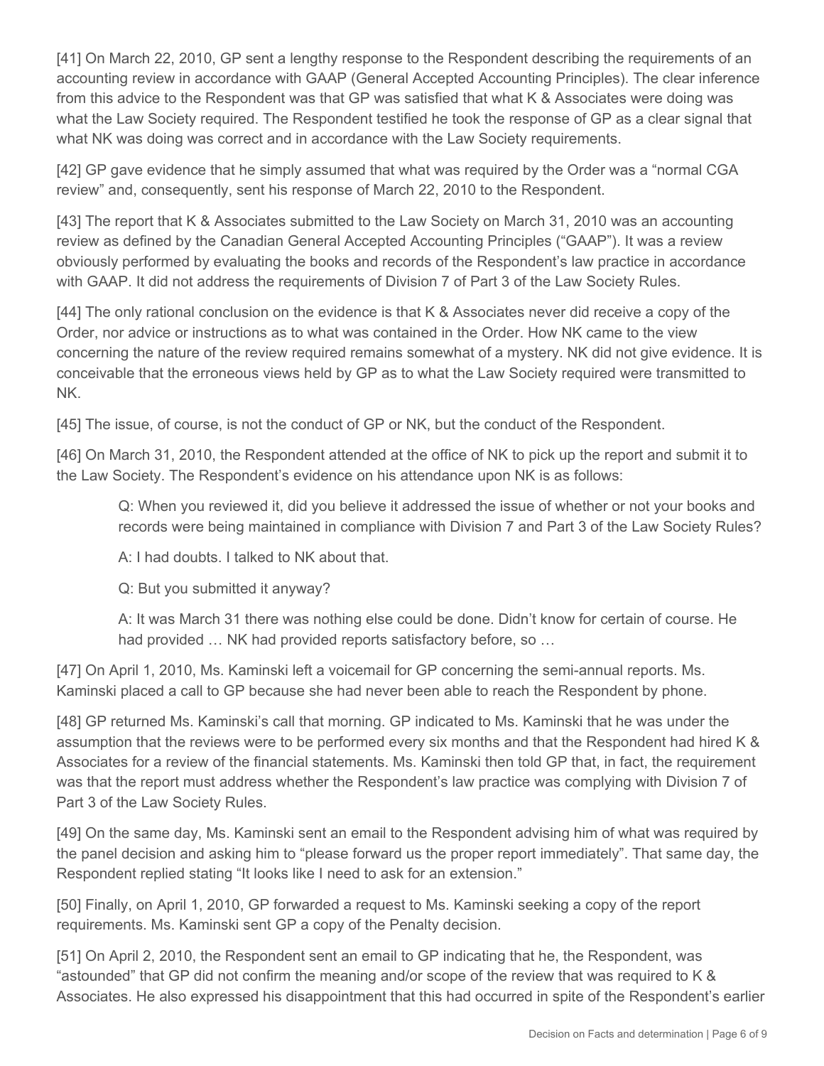[41] On March 22, 2010, GP sent a lengthy response to the Respondent describing the requirements of an accounting review in accordance with GAAP (General Accepted Accounting Principles). The clear inference from this advice to the Respondent was that GP was satisfied that what K & Associates were doing was what the Law Society required. The Respondent testified he took the response of GP as a clear signal that what NK was doing was correct and in accordance with the Law Society requirements.

[42] GP gave evidence that he simply assumed that what was required by the Order was a "normal CGA review" and, consequently, sent his response of March 22, 2010 to the Respondent.

[43] The report that K & Associates submitted to the Law Society on March 31, 2010 was an accounting review as defined by the Canadian General Accepted Accounting Principles ("GAAP"). It was a review obviously performed by evaluating the books and records of the Respondent's law practice in accordance with GAAP. It did not address the requirements of Division 7 of Part 3 of the Law Society Rules.

[44] The only rational conclusion on the evidence is that K & Associates never did receive a copy of the Order, nor advice or instructions as to what was contained in the Order. How NK came to the view concerning the nature of the review required remains somewhat of a mystery. NK did not give evidence. It is conceivable that the erroneous views held by GP as to what the Law Society required were transmitted to NK.

[45] The issue, of course, is not the conduct of GP or NK, but the conduct of the Respondent.

[46] On March 31, 2010, the Respondent attended at the office of NK to pick up the report and submit it to the Law Society. The Respondent's evidence on his attendance upon NK is as follows:

> Q: When you reviewed it, did you believe it addressed the issue of whether or not your books and records were being maintained in compliance with Division 7 and Part 3 of the Law Society Rules?
>
> A: I had doubts. I talked to NK about that.
>
> Q: But you submitted it anyway?
>
> A: It was March 31 there was nothing else could be done. Didn't know for certain of course. He had provided … NK had provided reports satisfactory before, so …

[47] On April 1, 2010, Ms. Kaminski left a voicemail for GP concerning the semi-annual reports. Ms. Kaminski placed a call to GP because she had never been able to reach the Respondent by phone.

[48] GP returned Ms. Kaminski's call that morning. GP indicated to Ms. Kaminski that he was under the assumption that the reviews were to be performed every six months and that the Respondent had hired K & Associates for a review of the financial statements. Ms. Kaminski then told GP that, in fact, the requirement was that the report must address whether the Respondent's law practice was complying with Division 7 of Part 3 of the Law Society Rules.

[49] On the same day, Ms. Kaminski sent an email to the Respondent advising him of what was required by the panel decision and asking him to "please forward us the proper report immediately". That same day, the Respondent replied stating "It looks like I need to ask for an extension."

[50] Finally, on April 1, 2010, GP forwarded a request to Ms. Kaminski seeking a copy of the report requirements. Ms. Kaminski sent GP a copy of the Penalty decision.

[51] On April 2, 2010, the Respondent sent an email to GP indicating that he, the Respondent, was "astounded" that GP did not confirm the meaning and/or scope of the review that was required to K & Associates. He also expressed his disappointment that this had occurred in spite of the Respondent's earlier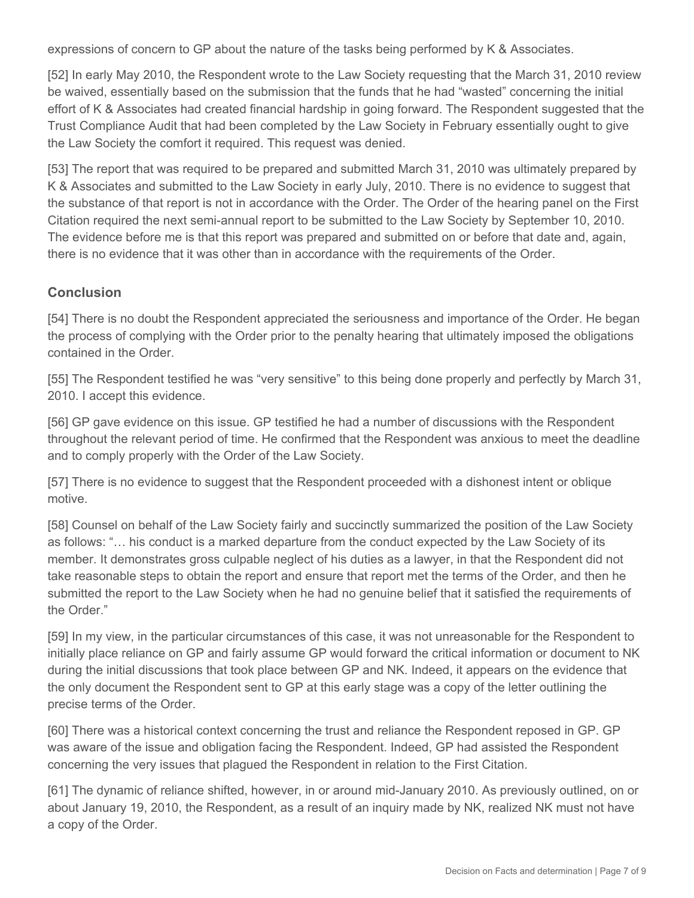expressions of concern to GP about the nature of the tasks being performed by K & Associates.

[52] In early May 2010, the Respondent wrote to the Law Society requesting that the March 31, 2010 review be waived, essentially based on the submission that the funds that he had "wasted" concerning the initial effort of K & Associates had created financial hardship in going forward. The Respondent suggested that the Trust Compliance Audit that had been completed by the Law Society in February essentially ought to give the Law Society the comfort it required. This request was denied.

[53] The report that was required to be prepared and submitted March 31, 2010 was ultimately prepared by K & Associates and submitted to the Law Society in early July, 2010. There is no evidence to suggest that the substance of that report is not in accordance with the Order. The Order of the hearing panel on the First Citation required the next semi-annual report to be submitted to the Law Society by September 10, 2010. The evidence before me is that this report was prepared and submitted on or before that date and, again, there is no evidence that it was other than in accordance with the requirements of the Order.

## Conclusion

[54] There is no doubt the Respondent appreciated the seriousness and importance of the Order. He began the process of complying with the Order prior to the penalty hearing that ultimately imposed the obligations contained in the Order.

[55] The Respondent testified he was "very sensitive" to this being done properly and perfectly by March 31, 2010. I accept this evidence.

[56] GP gave evidence on this issue. GP testified he had a number of discussions with the Respondent throughout the relevant period of time. He confirmed that the Respondent was anxious to meet the deadline and to comply properly with the Order of the Law Society.

[57] There is no evidence to suggest that the Respondent proceeded with a dishonest intent or oblique motive.

[58] Counsel on behalf of the Law Society fairly and succinctly summarized the position of the Law Society as follows: "… his conduct is a marked departure from the conduct expected by the Law Society of its member. It demonstrates gross culpable neglect of his duties as a lawyer, in that the Respondent did not take reasonable steps to obtain the report and ensure that report met the terms of the Order, and then he submitted the report to the Law Society when he had no genuine belief that it satisfied the requirements of the Order."

[59] In my view, in the particular circumstances of this case, it was not unreasonable for the Respondent to initially place reliance on GP and fairly assume GP would forward the critical information or document to NK during the initial discussions that took place between GP and NK. Indeed, it appears on the evidence that the only document the Respondent sent to GP at this early stage was a copy of the letter outlining the precise terms of the Order.

[60] There was a historical context concerning the trust and reliance the Respondent reposed in GP. GP was aware of the issue and obligation facing the Respondent. Indeed, GP had assisted the Respondent concerning the very issues that plagued the Respondent in relation to the First Citation.

[61] The dynamic of reliance shifted, however, in or around mid-January 2010. As previously outlined, on or about January 19, 2010, the Respondent, as a result of an inquiry made by NK, realized NK must not have a copy of the Order.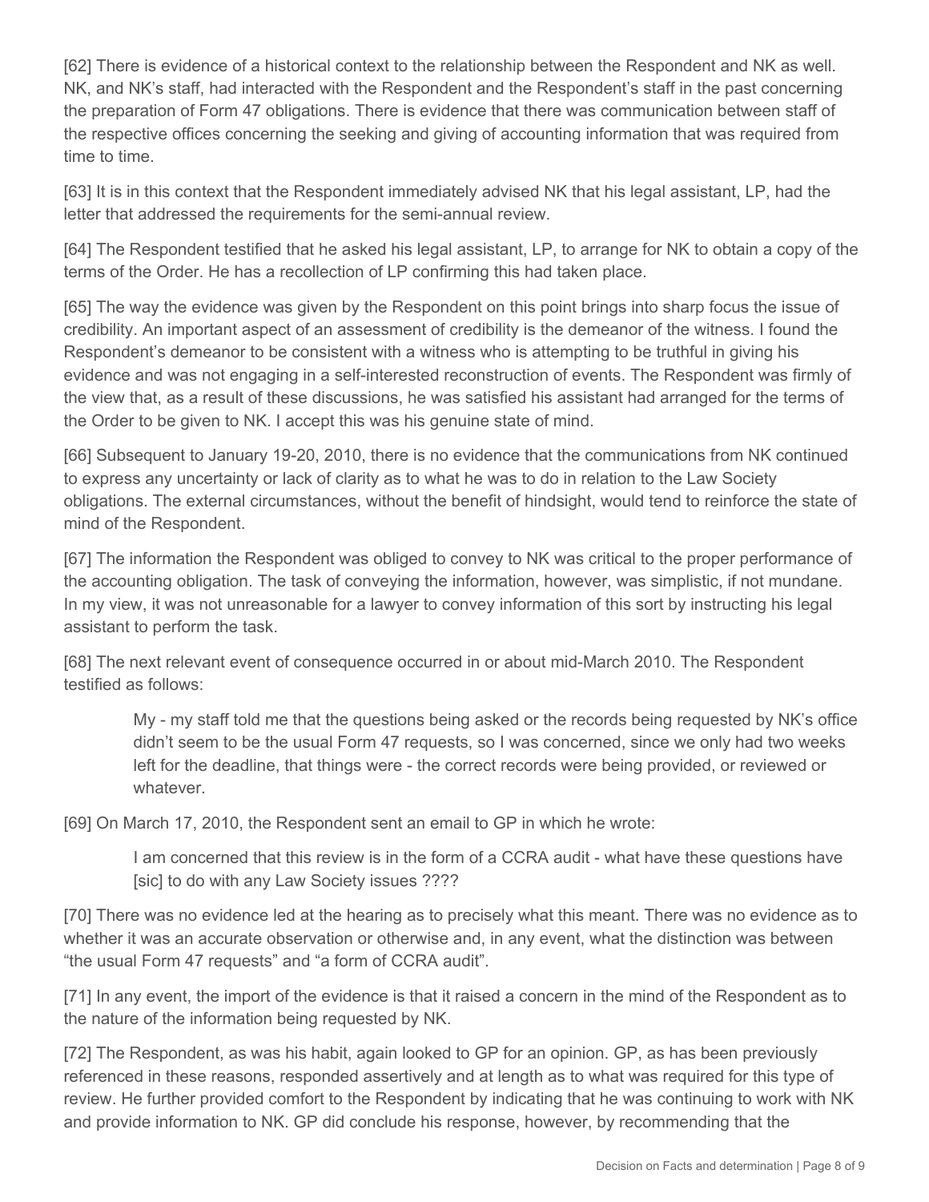[62] There is evidence of a historical context to the relationship between the Respondent and NK as well. NK, and NK's staff, had interacted with the Respondent and the Respondent's staff in the past concerning the preparation of Form 47 obligations. There is evidence that there was communication between staff of the respective offices concerning the seeking and giving of accounting information that was required from time to time.

[63] It is in this context that the Respondent immediately advised NK that his legal assistant, LP, had the letter that addressed the requirements for the semi-annual review.

[64] The Respondent testified that he asked his legal assistant, LP, to arrange for NK to obtain a copy of the terms of the Order. He has a recollection of LP confirming this had taken place.

[65] The way the evidence was given by the Respondent on this point brings into sharp focus the issue of credibility. An important aspect of an assessment of credibility is the demeanor of the witness. I found the Respondent's demeanor to be consistent with a witness who is attempting to be truthful in giving his evidence and was not engaging in a self-interested reconstruction of events. The Respondent was firmly of the view that, as a result of these discussions, he was satisfied his assistant had arranged for the terms of the Order to be given to NK. I accept this was his genuine state of mind.

[66] Subsequent to January 19-20, 2010, there is no evidence that the communications from NK continued to express any uncertainty or lack of clarity as to what he was to do in relation to the Law Society obligations. The external circumstances, without the benefit of hindsight, would tend to reinforce the state of mind of the Respondent.

[67] The information the Respondent was obliged to convey to NK was critical to the proper performance of the accounting obligation. The task of conveying the information, however, was simplistic, if not mundane. In my view, it was not unreasonable for a lawyer to convey information of this sort by instructing his legal assistant to perform the task.

[68] The next relevant event of consequence occurred in or about mid-March 2010. The Respondent testified as follows:

> My - my staff told me that the questions being asked or the records being requested by NK's office didn't seem to be the usual Form 47 requests, so I was concerned, since we only had two weeks left for the deadline, that things were - the correct records were being provided, or reviewed or whatever.

[69] On March 17, 2010, the Respondent sent an email to GP in which he wrote:

> I am concerned that this review is in the form of a CCRA audit - what have these questions have [sic] to do with any Law Society issues ????

[70] There was no evidence led at the hearing as to precisely what this meant. There was no evidence as to whether it was an accurate observation or otherwise and, in any event, what the distinction was between "the usual Form 47 requests" and "a form of CCRA audit".

[71] In any event, the import of the evidence is that it raised a concern in the mind of the Respondent as to the nature of the information being requested by NK.

[72] The Respondent, as was his habit, again looked to GP for an opinion. GP, as has been previously referenced in these reasons, responded assertively and at length as to what was required for this type of review. He further provided comfort to the Respondent by indicating that he was continuing to work with NK and provide information to NK. GP did conclude his response, however, by recommending that the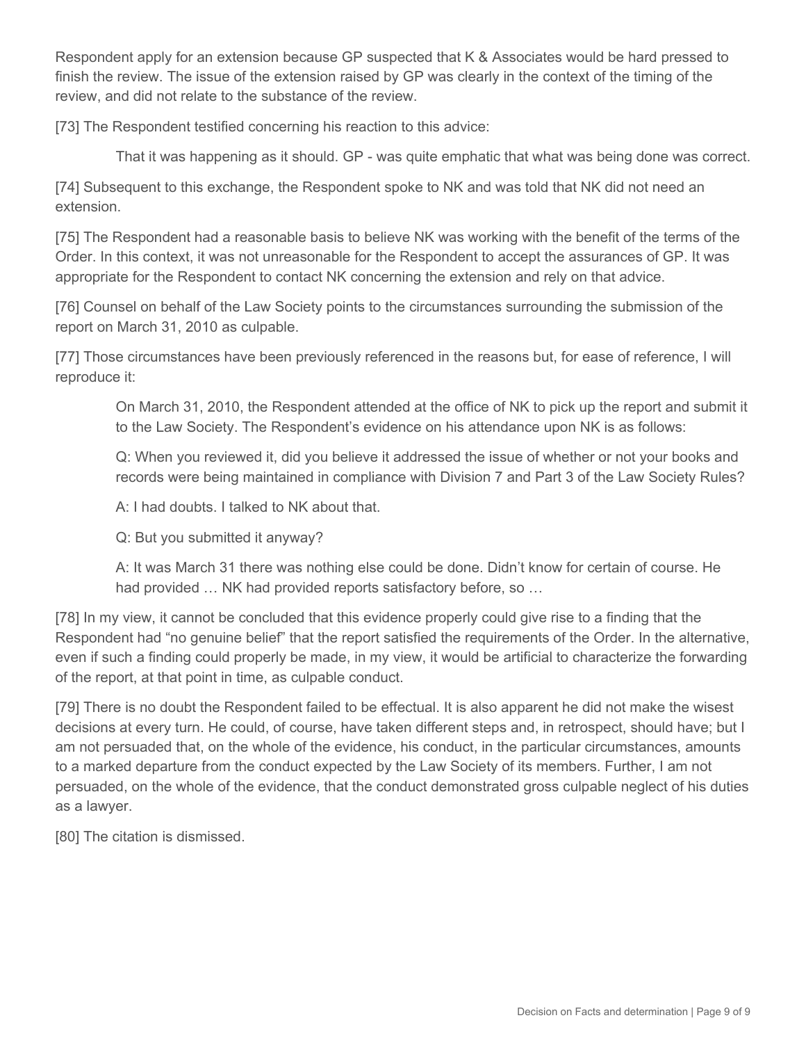Respondent apply for an extension because GP suspected that K & Associates would be hard pressed to finish the review. The issue of the extension raised by GP was clearly in the context of the timing of the review, and did not relate to the substance of the review.

[73] The Respondent testified concerning his reaction to this advice:

> That it was happening as it should. GP - was quite emphatic that what was being done was correct.

[74] Subsequent to this exchange, the Respondent spoke to NK and was told that NK did not need an extension.

[75] The Respondent had a reasonable basis to believe NK was working with the benefit of the terms of the Order. In this context, it was not unreasonable for the Respondent to accept the assurances of GP. It was appropriate for the Respondent to contact NK concerning the extension and rely on that advice.

[76] Counsel on behalf of the Law Society points to the circumstances surrounding the submission of the report on March 31, 2010 as culpable.

[77] Those circumstances have been previously referenced in the reasons but, for ease of reference, I will reproduce it:

> On March 31, 2010, the Respondent attended at the office of NK to pick up the report and submit it to the Law Society. The Respondent's evidence on his attendance upon NK is as follows:
>
> Q: When you reviewed it, did you believe it addressed the issue of whether or not your books and records were being maintained in compliance with Division 7 and Part 3 of the Law Society Rules?
>
> A: I had doubts. I talked to NK about that.
>
> Q: But you submitted it anyway?
>
> A: It was March 31 there was nothing else could be done. Didn't know for certain of course. He had provided … NK had provided reports satisfactory before, so …

[78] In my view, it cannot be concluded that this evidence properly could give rise to a finding that the Respondent had "no genuine belief" that the report satisfied the requirements of the Order. In the alternative, even if such a finding could properly be made, in my view, it would be artificial to characterize the forwarding of the report, at that point in time, as culpable conduct.

[79] There is no doubt the Respondent failed to be effectual. It is also apparent he did not make the wisest decisions at every turn. He could, of course, have taken different steps and, in retrospect, should have; but I am not persuaded that, on the whole of the evidence, his conduct, in the particular circumstances, amounts to a marked departure from the conduct expected by the Law Society of its members. Further, I am not persuaded, on the whole of the evidence, that the conduct demonstrated gross culpable neglect of his duties as a lawyer.

[80] The citation is dismissed.